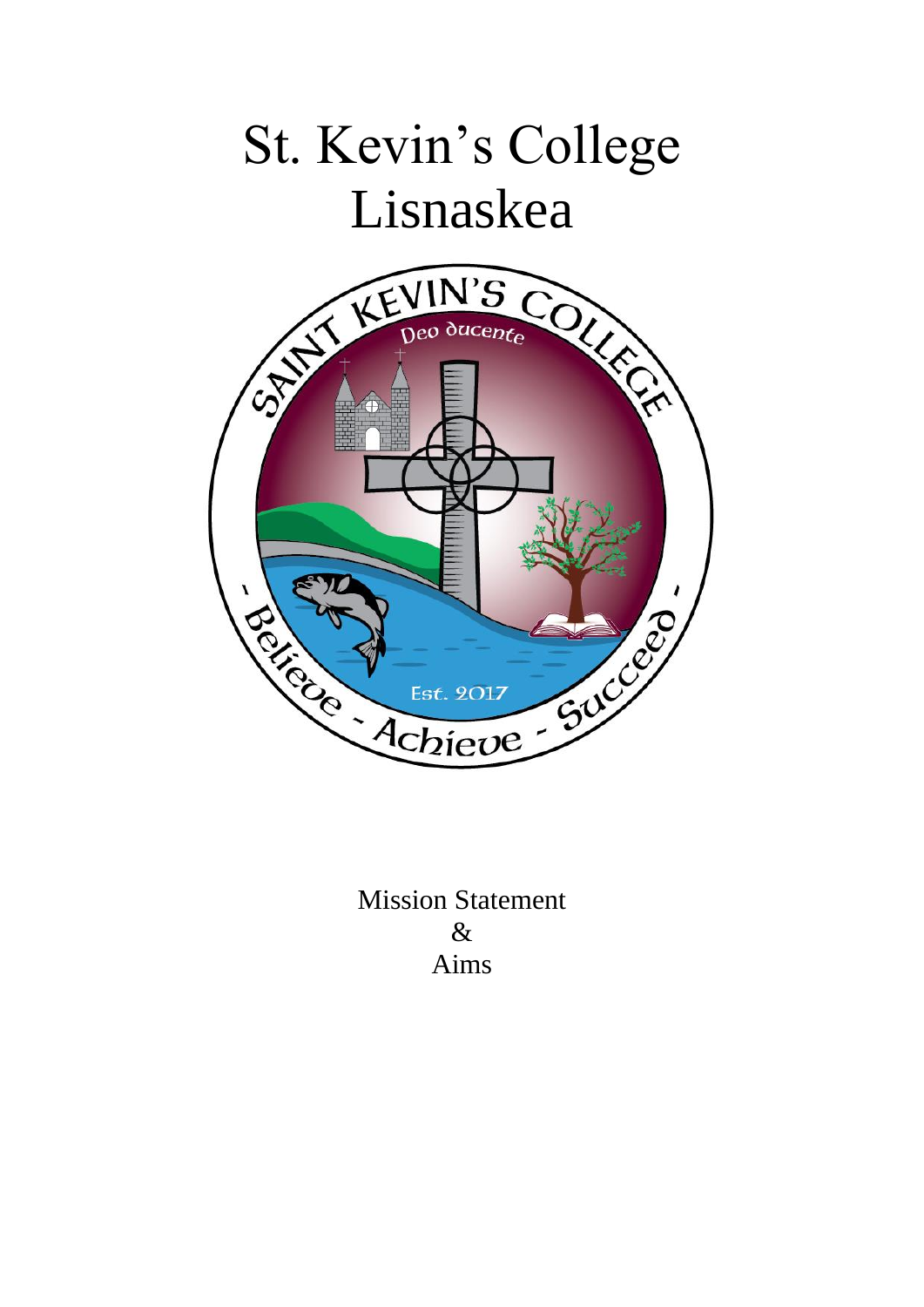# St. Kevin's College
# Lisnaskea

Mission Statement
&
Aims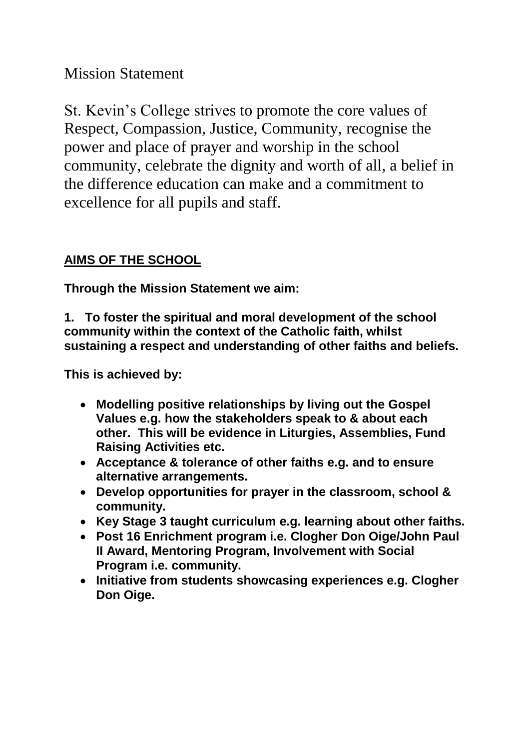# Mission Statement

St. Kevin's College strives to promote the core values of Respect, Compassion, Justice, Community, recognise the power and place of prayer and worship in the school community, celebrate the dignity and worth of all, a belief in the difference education can make and a commitment to excellence for all pupils and staff.

## AIMS OF THE SCHOOL

**Through the Mission Statement we aim:**

**1. To foster the spiritual and moral development of the school community within the context of the Catholic faith, whilst sustaining a respect and understanding of other faiths and beliefs.**

**This is achieved by:**

- **Modelling positive relationships by living out the Gospel Values e.g. how the stakeholders speak to & about each other. This will be evidence in Liturgies, Assemblies, Fund Raising Activities etc.**
- **Acceptance & tolerance of other faiths e.g. and to ensure alternative arrangements.**
- **Develop opportunities for prayer in the classroom, school & community.**
- **Key Stage 3 taught curriculum e.g. learning about other faiths.**
- **Post 16 Enrichment program i.e. Clogher Don Oige/John Paul II Award, Mentoring Program, Involvement with Social Program i.e. community.**
- **Initiative from students showcasing experiences e.g. Clogher Don Oige.**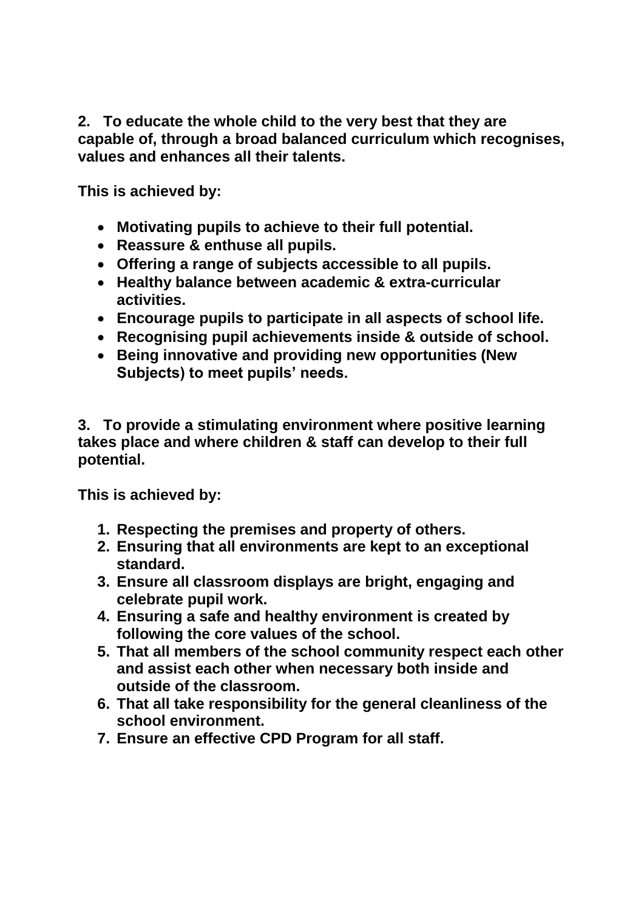**2. To educate the whole child to the very best that they are capable of, through a broad balanced curriculum which recognises, values and enhances all their talents.**

**This is achieved by:**

- **Motivating pupils to achieve to their full potential.**
- **Reassure & enthuse all pupils.**
- **Offering a range of subjects accessible to all pupils.**
- **Healthy balance between academic & extra-curricular activities.**
- **Encourage pupils to participate in all aspects of school life.**
- **Recognising pupil achievements inside & outside of school.**
- **Being innovative and providing new opportunities (New Subjects) to meet pupils' needs.**

**3. To provide a stimulating environment where positive learning takes place and where children & staff can develop to their full potential.**

**This is achieved by:**

1. **Respecting the premises and property of others.**
2. **Ensuring that all environments are kept to an exceptional standard.**
3. **Ensure all classroom displays are bright, engaging and celebrate pupil work.**
4. **Ensuring a safe and healthy environment is created by following the core values of the school.**
5. **That all members of the school community respect each other and assist each other when necessary both inside and outside of the classroom.**
6. **That all take responsibility for the general cleanliness of the school environment.**
7. **Ensure an effective CPD Program for all staff.**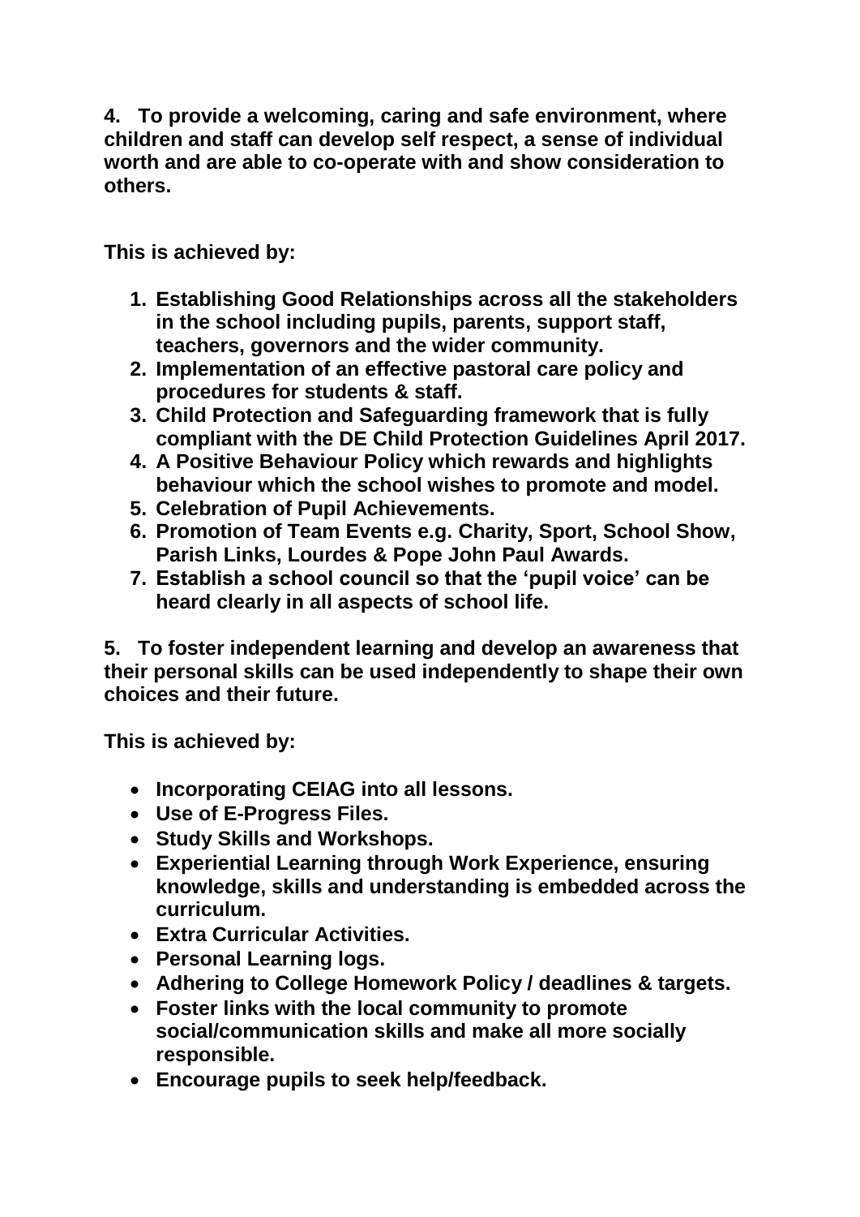**4. To provide a welcoming, caring and safe environment, where children and staff can develop self respect, a sense of individual worth and are able to co-operate with and show consideration to others.**

**This is achieved by:**

1. **Establishing Good Relationships across all the stakeholders in the school including pupils, parents, support staff, teachers, governors and the wider community.**
2. **Implementation of an effective pastoral care policy and procedures for students & staff.**
3. **Child Protection and Safeguarding framework that is fully compliant with the DE Child Protection Guidelines April 2017.**
4. **A Positive Behaviour Policy which rewards and highlights behaviour which the school wishes to promote and model.**
5. **Celebration of Pupil Achievements.**
6. **Promotion of Team Events e.g. Charity, Sport, School Show, Parish Links, Lourdes & Pope John Paul Awards.**
7. **Establish a school council so that the 'pupil voice' can be heard clearly in all aspects of school life.**

**5. To foster independent learning and develop an awareness that their personal skills can be used independently to shape their own choices and their future.**

**This is achieved by:**

- **Incorporating CEIAG into all lessons.**
- **Use of E-Progress Files.**
- **Study Skills and Workshops.**
- **Experiential Learning through Work Experience, ensuring knowledge, skills and understanding is embedded across the curriculum.**
- **Extra Curricular Activities.**
- **Personal Learning logs.**
- **Adhering to College Homework Policy / deadlines & targets.**
- **Foster links with the local community to promote social/communication skills and make all more socially responsible.**
- **Encourage pupils to seek help/feedback.**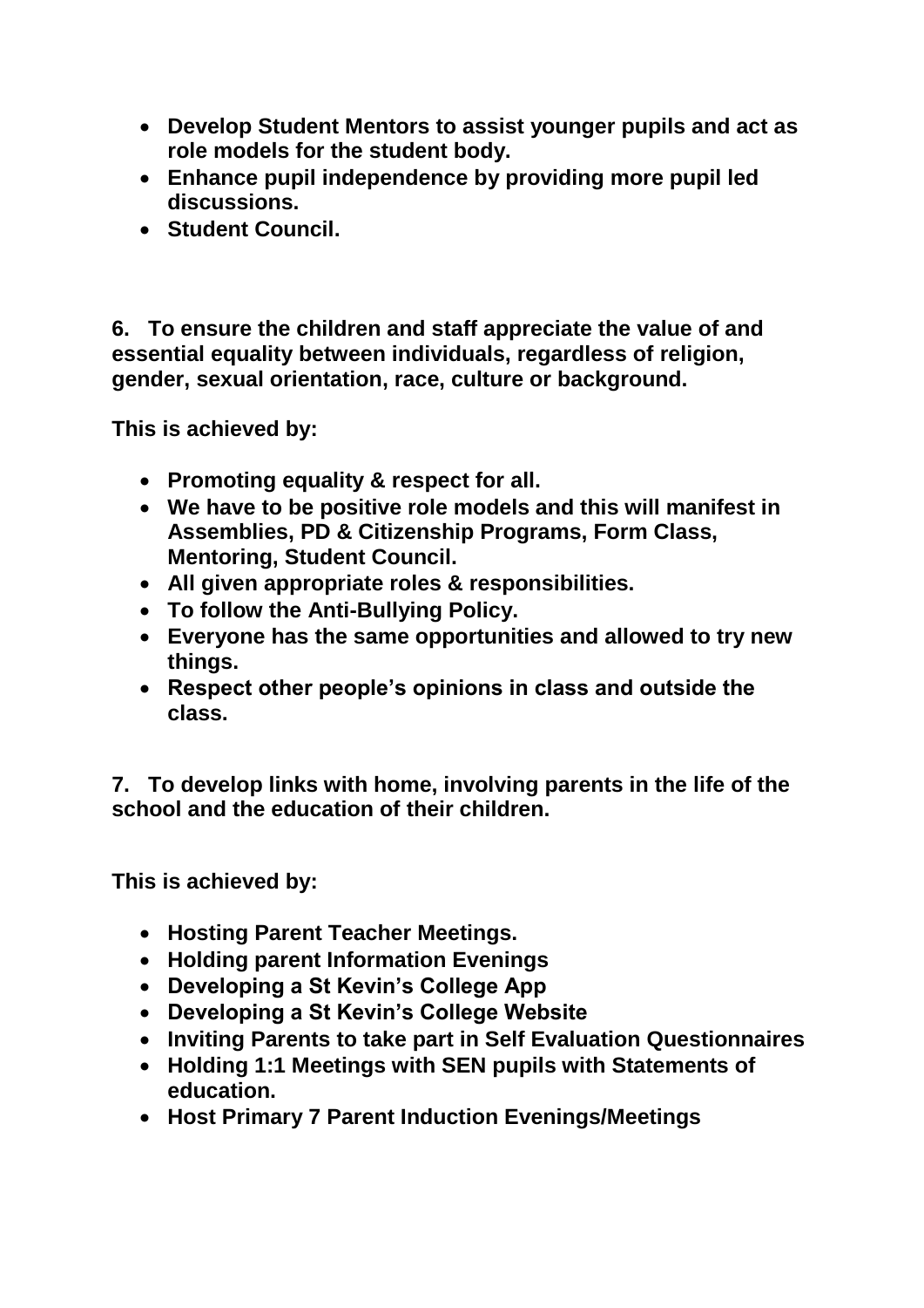- **Develop Student Mentors to assist younger pupils and act as role models for the student body.**
- **Enhance pupil independence by providing more pupil led discussions.**
- **Student Council.**

**6. To ensure the children and staff appreciate the value of and essential equality between individuals, regardless of religion, gender, sexual orientation, race, culture or background.**

**This is achieved by:**

- **Promoting equality & respect for all.**
- **We have to be positive role models and this will manifest in Assemblies, PD & Citizenship Programs, Form Class, Mentoring, Student Council.**
- **All given appropriate roles & responsibilities.**
- **To follow the Anti-Bullying Policy.**
- **Everyone has the same opportunities and allowed to try new things.**
- **Respect other people's opinions in class and outside the class.**

**7. To develop links with home, involving parents in the life of the school and the education of their children.**

**This is achieved by:**

- **Hosting Parent Teacher Meetings.**
- **Holding parent Information Evenings**
- **Developing a St Kevin's College App**
- **Developing a St Kevin's College Website**
- **Inviting Parents to take part in Self Evaluation Questionnaires**
- **Holding 1:1 Meetings with SEN pupils with Statements of education.**
- **Host Primary 7 Parent Induction Evenings/Meetings**